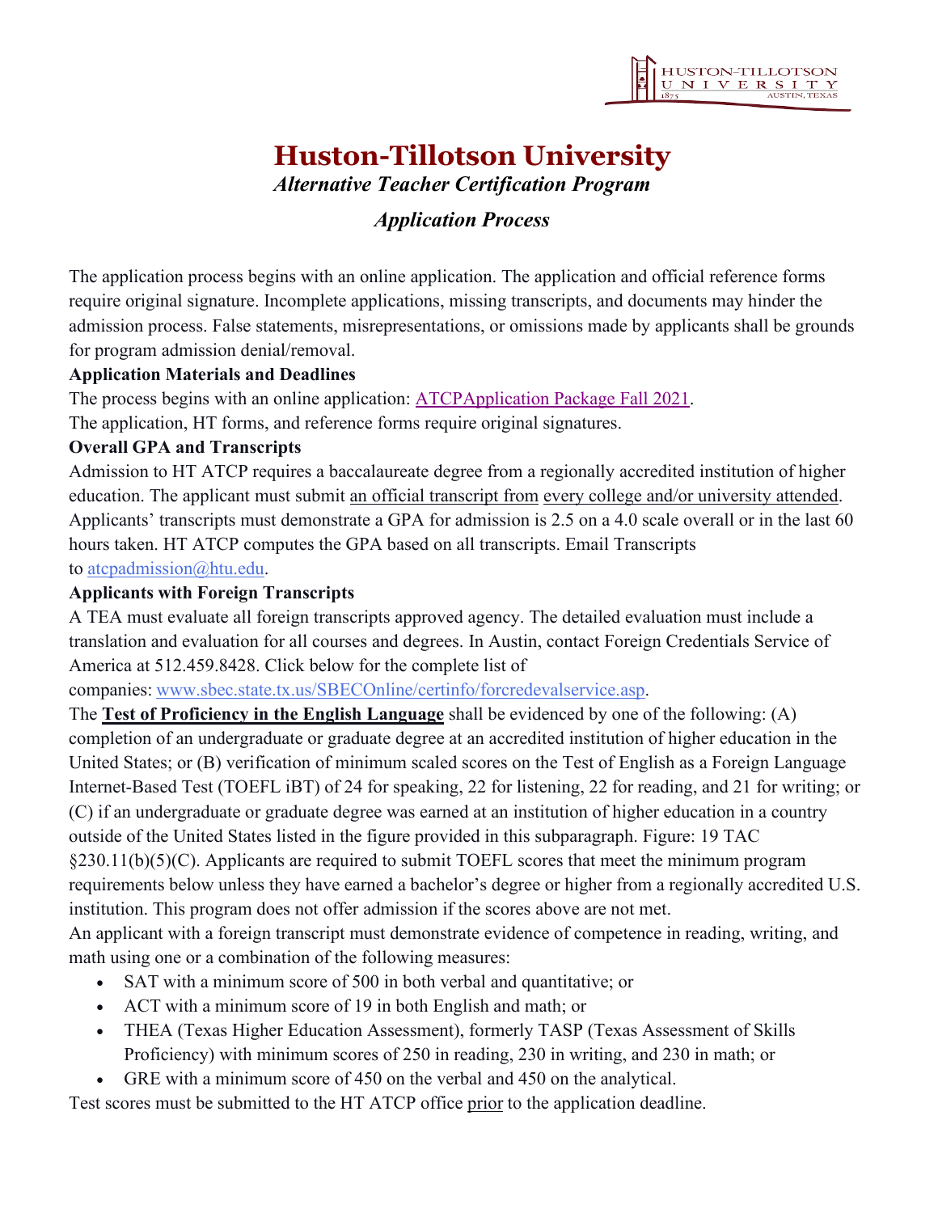# Huston-Tillotson University

## *Alternative Teacher Certification Program*

### *Application Process*

The application process begins with an online application. The application and official reference forms require original signature. Incomplete applications, missing transcripts, and documents may hinder the admission process. False statements, misrepresentations, or omissions made by applicants shall be grounds for program admission denial/removal.

**Application Materials and Deadlines**

The process begins with an online application: [ATCPApplication Package Fall 2021](ATCPApplication Package Fall 2021).

The application, HT forms, and reference forms require original signatures.

**Overall GPA and Transcripts**

Admission to HT ATCP requires a baccalaureate degree from a regionally accredited institution of higher education. The applicant must submit an official transcript from every college and/or university attended. Applicants' transcripts must demonstrate a GPA for admission is 2.5 on a 4.0 scale overall or in the last 60 hours taken. HT ATCP computes the GPA based on all transcripts. Email Transcripts to [atcpadmission@htu.edu](mailto:atcpadmission@htu.edu).

**Applicants with Foreign Transcripts**

A TEA must evaluate all foreign transcripts approved agency. The detailed evaluation must include a translation and evaluation for all courses and degrees. In Austin, contact Foreign Credentials Service of America at 512.459.8428. Click below for the complete list of companies: [www.sbec.state.tx.us/SBECOnline/certinfo/forcredevalservice.asp](www.sbec.state.tx.us/SBECOnline/certinfo/forcredevalservice.asp).

The **Test of Proficiency in the English Language** shall be evidenced by one of the following: (A) completion of an undergraduate or graduate degree at an accredited institution of higher education in the United States; or (B) verification of minimum scaled scores on the Test of English as a Foreign Language Internet-Based Test (TOEFL iBT) of 24 for speaking, 22 for listening, 22 for reading, and 21 for writing; or (C) if an undergraduate or graduate degree was earned at an institution of higher education in a country outside of the United States listed in the figure provided in this subparagraph. Figure: 19 TAC §230.11(b)(5)(C). Applicants are required to submit TOEFL scores that meet the minimum program requirements below unless they have earned a bachelor's degree or higher from a regionally accredited U.S. institution. This program does not offer admission if the scores above are not met.

An applicant with a foreign transcript must demonstrate evidence of competence in reading, writing, and math using one or a combination of the following measures:

- SAT with a minimum score of 500 in both verbal and quantitative; or
- ACT with a minimum score of 19 in both English and math; or
- THEA (Texas Higher Education Assessment), formerly TASP (Texas Assessment of Skills Proficiency) with minimum scores of 250 in reading, 230 in writing, and 230 in math; or
- GRE with a minimum score of 450 on the verbal and 450 on the analytical.

Test scores must be submitted to the HT ATCP office prior to the application deadline.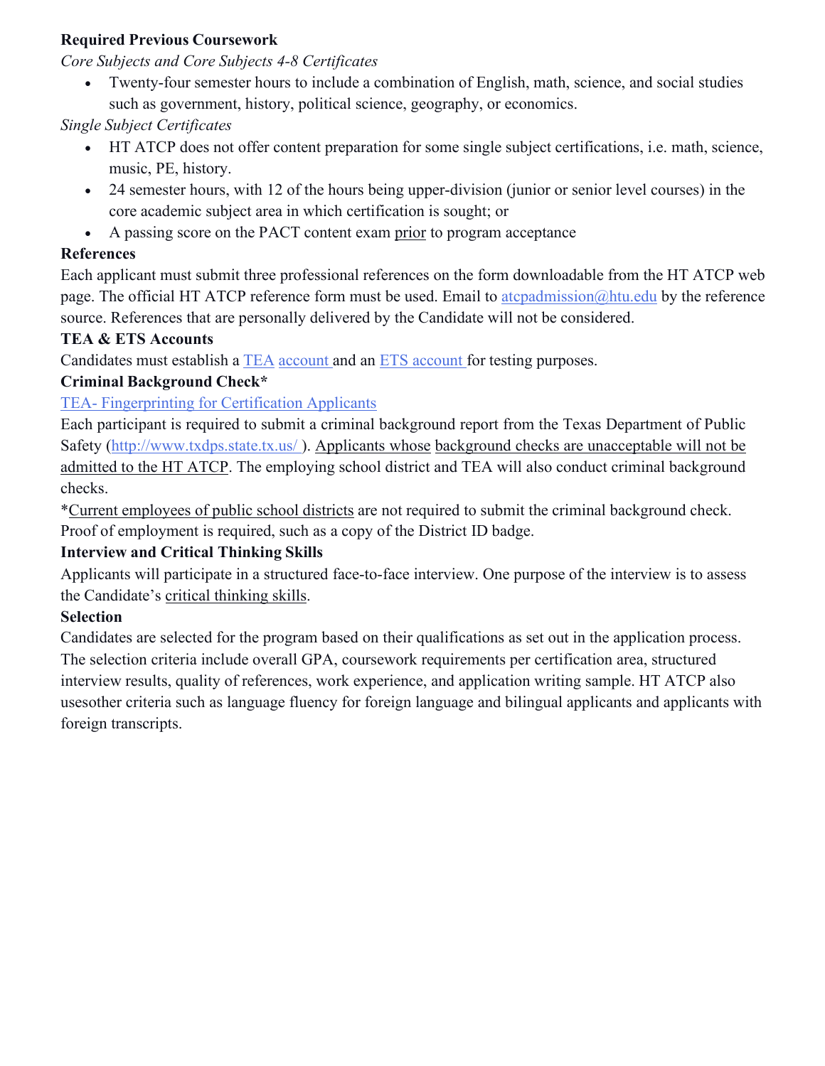**Required Previous Coursework**

*Core Subjects and Core Subjects 4-8 Certificates*

- Twenty-four semester hours to include a combination of English, math, science, and social studies such as government, history, political science, geography, or economics.

*Single Subject Certificates*

- HT ATCP does not offer content preparation for some single subject certifications, i.e. math, science, music, PE, history.
- 24 semester hours, with 12 of the hours being upper-division (junior or senior level courses) in the core academic subject area in which certification is sought; or
- A passing score on the PACT content exam prior to program acceptance

**References**

Each applicant must submit three professional references on the form downloadable from the HT ATCP web page. The official HT ATCP reference form must be used. Email to atcpadmission@htu.edu by the reference source. References that are personally delivered by the Candidate will not be considered.

**TEA & ETS Accounts**

Candidates must establish a TEA account and an ETS account for testing purposes.

**Criminal Background Check***

TEA- Fingerprinting for Certification Applicants

Each participant is required to submit a criminal background report from the Texas Department of Public Safety (http://www.txdps.state.tx.us/ ). Applicants whose background checks are unacceptable will not be admitted to the HT ATCP. The employing school district and TEA will also conduct criminal background checks.

*Current employees of public school districts are not required to submit the criminal background check. Proof of employment is required, such as a copy of the District ID badge.

**Interview and Critical Thinking Skills**

Applicants will participate in a structured face-to-face interview. One purpose of the interview is to assess the Candidate's critical thinking skills.

**Selection**

Candidates are selected for the program based on their qualifications as set out in the application process. The selection criteria include overall GPA, coursework requirements per certification area, structured interview results, quality of references, work experience, and application writing sample. HT ATCP also usesother criteria such as language fluency for foreign language and bilingual applicants and applicants with foreign transcripts.